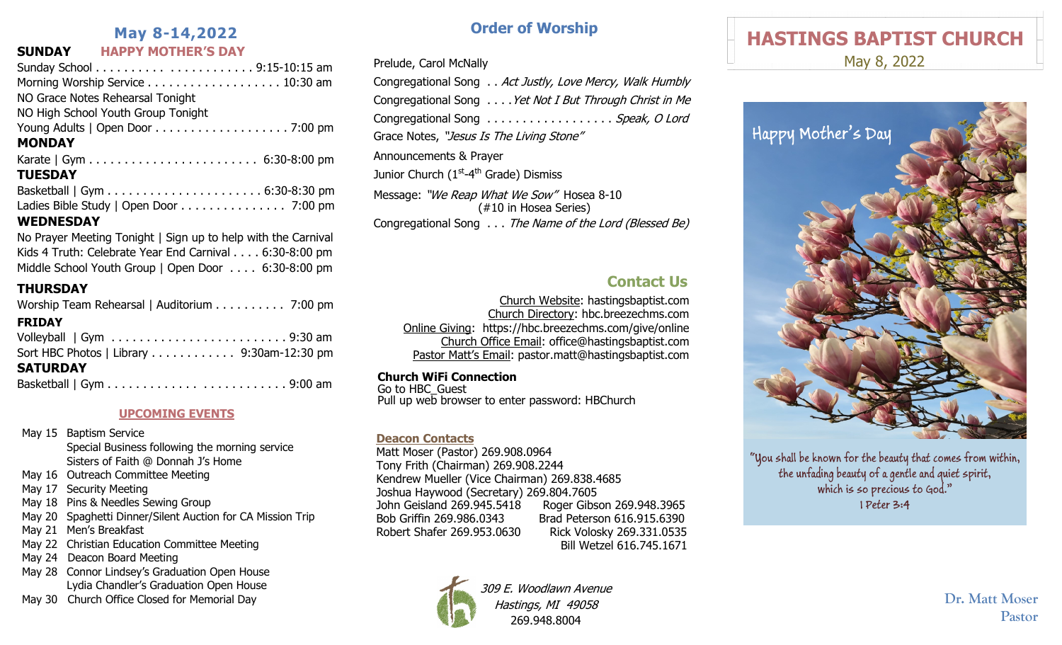## May 8-14,2022

**SUNDAY** **HAPPY MOTHER'S DAY**

Sunday School . . . . . . . . . . . . . . . . . . . . . . 9:15-10:15 am
Morning Worship Service . . . . . . . . . . . . . . . . . . . 10:30 am
NO Grace Notes Rehearsal Tonight
NO High School Youth Group Tonight
Young Adults | Open Door . . . . . . . . . . . . . . . . . . . 7:00 pm

**MONDAY**

Karate | Gym . . . . . . . . . . . . . . . . . . . . . . . . 6:30-8:00 pm

**TUESDAY**

Basketball | Gym . . . . . . . . . . . . . . . . . . . . . . 6:30-8:30 pm
Ladies Bible Study | Open Door . . . . . . . . . . . . . . . 7:00 pm

**WEDNESDAY**

No Prayer Meeting Tonight | Sign up to help with the Carnival
Kids 4 Truth: Celebrate Year End Carnival . . . . 6:30-8:00 pm
Middle School Youth Group | Open Door . . . . 6:30-8:00 pm

**THURSDAY**

Worship Team Rehearsal | Auditorium . . . . . . . . . . 7:00 pm

**FRIDAY**

Volleyball | Gym . . . . . . . . . . . . . . . . . . . . . . . . . 9:30 am
Sort HBC Photos | Library . . . . . . . . . . . . 9:30am-12:30 pm

**SATURDAY**

Basketball | Gym . . . . . . . . . . . . . . . . . . . . . . . . . 9:00 am

### UPCOMING EVENTS

- May 15 Baptism Service
  Special Business following the morning service
  Sisters of Faith @ Donnah J's Home
- May 16 Outreach Committee Meeting
- May 17 Security Meeting
- May 18 Pins & Needles Sewing Group
- May 20 Spaghetti Dinner/Silent Auction for CA Mission Trip
- May 21 Men's Breakfast
- May 22 Christian Education Committee Meeting
- May 24 Deacon Board Meeting
- May 28 Connor Lindsey's Graduation Open House
  Lydia Chandler's Graduation Open House
- May 30 Church Office Closed for Memorial Day

## Order of Worship

Prelude, Carol McNally
Congregational Song . . *Act Justly, Love Mercy, Walk Humbly*
Congregational Song . . . . *Yet Not I But Through Christ in Me*
Congregational Song . . . . . . . . . . . . . . . . . . *Speak, O Lord*
Grace Notes, *"Jesus Is The Living Stone"*
Announcements & Prayer
Junior Church (1st-4th Grade) Dismiss
Message: *"We Reap What We Sow"* Hosea 8-10
(#10 in Hosea Series)
Congregational Song . . . *The Name of the Lord (Blessed Be)*

## Contact Us

Church Website: hastingsbaptist.com
Church Directory: hbc.breezechms.com
Online Giving: https://hbc.breezechms.com/give/online
Church Office Email: office@hastingsbaptist.com
Pastor Matt's Email: pastor.matt@hastingsbaptist.com

**Church WiFi Connection**
Go to HBC_Guest
Pull up web browser to enter password: HBChurch

### Deacon Contacts

Matt Moser (Pastor) 269.908.0964
Tony Frith (Chairman) 269.908.2244
Kendrew Mueller (Vice Chairman) 269.838.4685
Joshua Haywood (Secretary) 269.804.7605
John Geisland 269.945.5418
Roger Gibson 269.948.3965
Bob Griffin 269.986.0343
Brad Peterson 616.915.6390
Robert Shafer 269.953.0630
Rick Volosky 269.331.0535
Bill Wetzel 616.745.1671

*309 E. Woodlawn Avenue*
*Hastings, MI 49058*
269.948.8004

# HASTINGS BAPTIST CHURCH

May 8, 2022

Happy Mother's Day

"You shall be known for the beauty that comes from within, the unfading beauty of a gentle and quiet spirit, which is so precious to God."
I Peter 3:4

Dr. Matt Moser
Pastor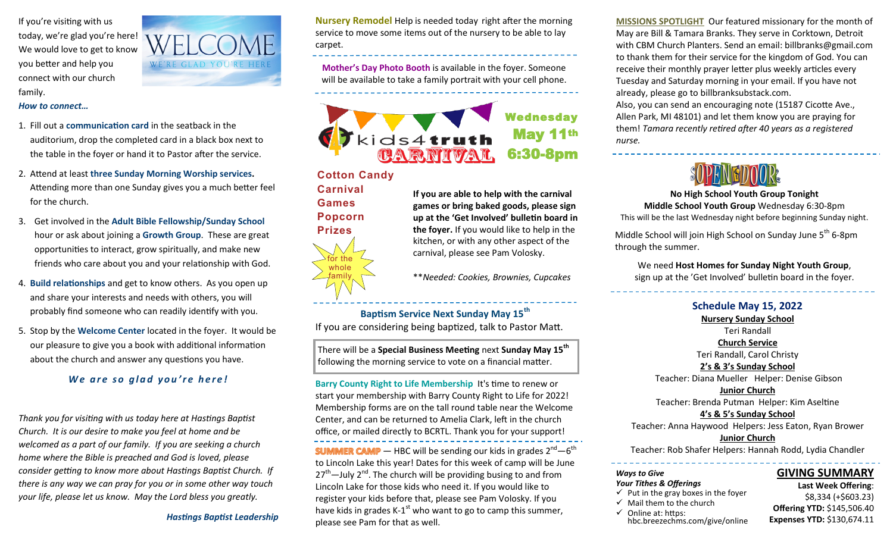If you're visiting with us today, we're glad you're here! We would love to get to know you better and help you connect with our church family.

WELCOME
WE'RE GLAD YOU'RE HERE

*How to connect…*

1. Fill out a **communication card** in the seatback in the auditorium, drop the completed card in a black box next to the table in the foyer or hand it to Pastor after the service.
2. Attend at least **three Sunday Morning Worship services.** Attending more than one Sunday gives you a much better feel for the church.
3. Get involved in the **Adult Bible Fellowship/Sunday School** hour or ask about joining a **Growth Group**. These are great opportunities to interact, grow spiritually, and make new friends who care about you and your relationship with God.
4. **Build relationships** and get to know others. As you open up and share your interests and needs with others, you will probably find someone who can readily identify with you.
5. Stop by the **Welcome Center** located in the foyer. It would be our pleasure to give you a book with additional information about the church and answer any questions you have.

***We are so glad you're here!***

*Thank you for visiting with us today here at Hastings Baptist Church. It is our desire to make you feel at home and be welcomed as a part of our family. If you are seeking a church home where the Bible is preached and God is loved, please consider getting to know more about Hastings Baptist Church. If there is any way we can pray for you or in some other way touch your life, please let us know. May the Lord bless you greatly.*

***Hastings Baptist Leadership***

---

**Nursery Remodel** Help is needed today right after the morning service to move some items out of the nursery to be able to lay carpet.

---

**Mother's Day Photo Booth** is available in the foyer. Someone will be available to take a family portrait with your cell phone.

---

**kids4truth CARNIVAL**

**Wednesday May 11th 6:30-8pm**

**Cotton Candy**
**Carnival Games**
**Popcorn**
**Prizes**

for the whole family

**If you are able to help with the carnival games or bring baked goods, please sign up at the 'Get Involved' bulletin board in the foyer.** If you would like to help in the kitchen, or with any other aspect of the carnival, please see Pam Volosky.

***Needed: Cookies, Brownies, Cupcakes*

---

**Baptism Service Next Sunday May 15th**

If you are considering being baptized, talk to Pastor Matt.

There will be a **Special Business Meeting** next **Sunday May 15th** following the morning service to vote on a financial matter.

**Barry County Right to Life Membership** It's time to renew or start your membership with Barry County Right to Life for 2022! Membership forms are on the tall round table near the Welcome Center, and can be returned to Amelia Clark, left in the church office, or mailed directly to BCRTL. Thank you for your support!

---

**SUMMER CAMP** — HBC will be sending our kids in grades 2nd—6th to Lincoln Lake this year! Dates for this week of camp will be June 27th—July 2nd. The church will be providing busing to and from Lincoln Lake for those kids who need it. If you would like to register your kids before that, please see Pam Volosky. If you have kids in grades K-1st who want to go to camp this summer, please see Pam for that as well.

---

**MISSIONS SPOTLIGHT** Our featured missionary for the month of May are Bill & Tamara Branks. They serve in Corktown, Detroit with CBM Church Planters. Send an email: billbranks@gmail.com to thank them for their service for the kingdom of God. You can receive their monthly prayer letter plus weekly articles every Tuesday and Saturday morning in your email. If you have not already, please go to billbranksubstack.com.
Also, you can send an encouraging note (15187 Cicotte Ave., Allen Park, MI 48101) and let them know you are praying for them! *Tamara recently retired after 40 years as a registered nurse.*

---

**OPEN DOOR**

**No High School Youth Group Tonight**
**Middle School Youth Group** Wednesday 6:30-8pm
This will be the last Wednesday night before beginning Sunday night.

Middle School will join High School on Sunday June 5th 6-8pm through the summer.

We need **Host Homes for Sunday Night Youth Group**, sign up at the 'Get Involved' bulletin board in the foyer.

---

## Schedule May 15, 2022

**Nursery Sunday School**
Teri Randall

**Church Service**
Teri Randall, Carol Christy

**2's & 3's Sunday School**
Teacher: Diana Mueller Helper: Denise Gibson

**Junior Church**
Teacher: Brenda Putman Helper: Kim Aseltine

**4's & 5's Sunday School**
Teacher: Anna Haywood Helpers: Jess Eaton, Ryan Brower

**Junior Church**
Teacher: Rob Shafer Helpers: Hannah Rodd, Lydia Chandler

---

***Ways to Give***
***Your Tithes & Offerings***

- ✓ Put in the gray boxes in the foyer
- ✓ Mail them to the church
- ✓ Online at: https: hbc.breezechms.com/give/online

**GIVING SUMMARY**

**Last Week Offering**: $8,334 (+$603.23)
**Offering YTD:** $145,506.40
**Expenses YTD:** $130,674.11